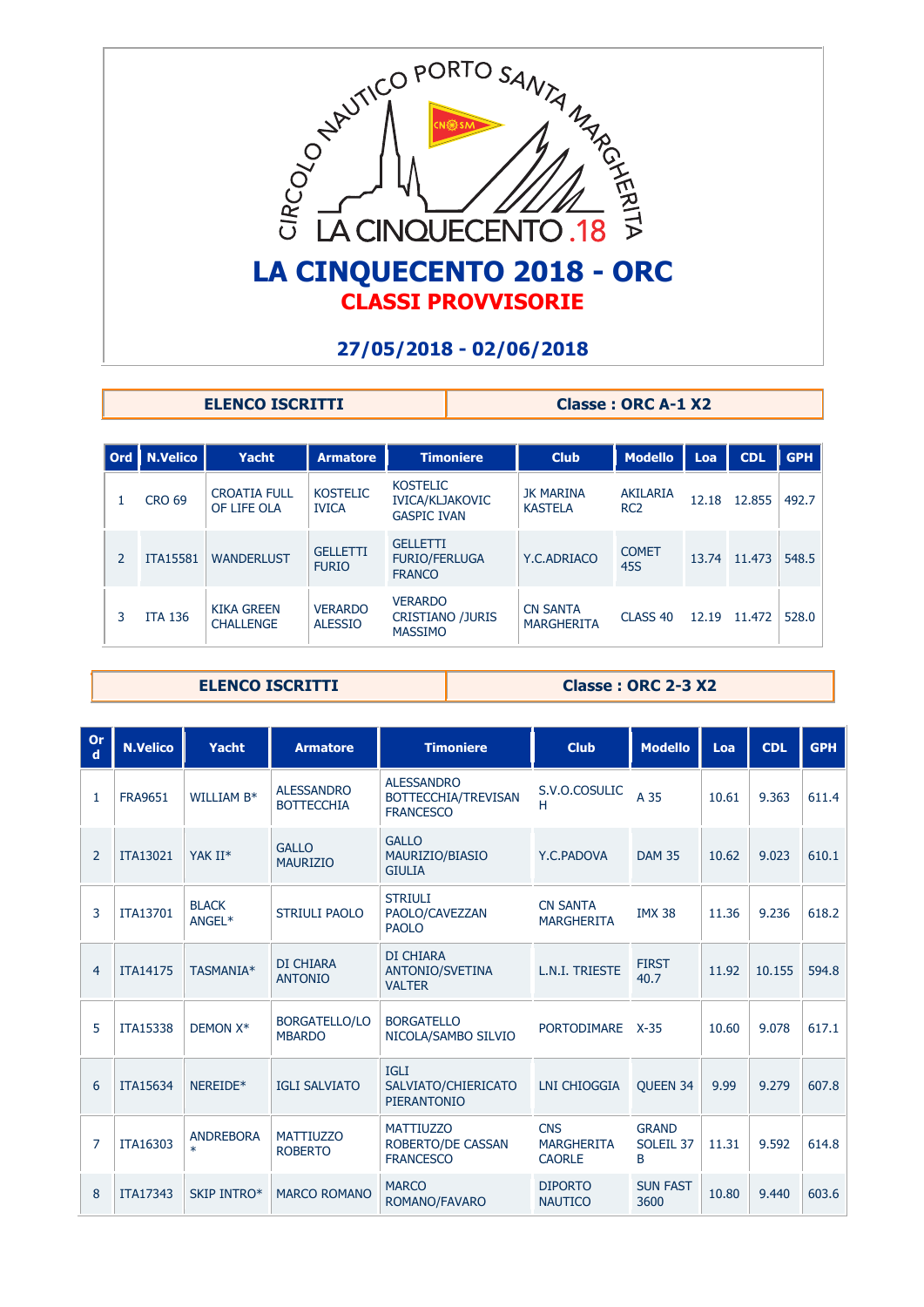CIRCOLO NAUTICO PORTO SANTA MARGHERITA

LA CINQUECENTO .18

# LA CINQUECENTO 2018 - ORC

## CLASSI PROVVISORIE

### 27/05/2018 - 02/06/2018

| ELENCO ISCRITTI | Classe : ORC A-1 X2 |
|---|---|

| Ord | N.Velico | Yacht | Armatore | Timoniere | Club | Modello | Loa | CDL | GPH |
|---|---|---|---|---|---|---|---|---|---|
| 1 | CRO 69 | CROATIA FULL OF LIFE OLA | KOSTELIC IVICA | KOSTELIC IVICA/KLJAKOVIC GASPIC IVAN | JK MARINA KASTELA | AKILARIA RC2 | 12.18 | 12.855 | 492.7 |
| 2 | ITA15581 | WANDERLUST | GELLETTI FURIO | GELLETTI FURIO/FERLUGA FRANCO | Y.C.ADRIACO | COMET 45S | 13.74 | 11.473 | 548.5 |
| 3 | ITA 136 | KIKA GREEN CHALLENGE | VERARDO ALESSIO | VERARDO CRISTIANO /JURIS MASSIMO | CN SANTA MARGHERITA | CLASS 40 | 12.19 | 11.472 | 528.0 |

| ELENCO ISCRITTI | Classe : ORC 2-3 X2 |
|---|---|

| Ord | N.Velico | Yacht | Armatore | Timoniere | Club | Modello | Loa | CDL | GPH |
|---|---|---|---|---|---|---|---|---|---|
| 1 | FRA9651 | WILLIAM B* | ALESSANDRO BOTTECCHIA | ALESSANDRO BOTTECCHIA/TREVISAN FRANCESCO | S.V.O.COSULICH | A 35 | 10.61 | 9.363 | 611.4 |
| 2 | ITA13021 | YAK II* | GALLO MAURIZIO | GALLO MAURIZIO/BIASIO GIULIA | Y.C.PADOVA | DAM 35 | 10.62 | 9.023 | 610.1 |
| 3 | ITA13701 | BLACK ANGEL* | STRIULI PAOLO | STRIULI PAOLO/CAVEZZAN PAOLO | CN SANTA MARGHERITA | IMX 38 | 11.36 | 9.236 | 618.2 |
| 4 | ITA14175 | TASMANIA* | DI CHIARA ANTONIO | DI CHIARA ANTONIO/SVETINA VALTER | L.N.I. TRIESTE | FIRST 40.7 | 11.92 | 10.155 | 594.8 |
| 5 | ITA15338 | DEMON X* | BORGATELLO/LOMBARDO | BORGATELLO NICOLA/SAMBO SILVIO | PORTODIMARE | X-35 | 10.60 | 9.078 | 617.1 |
| 6 | ITA15634 | NEREIDE* | IGLI SALVIATO | IGLI SALVIATO/CHIERICATO PIERANTONIO | LNI CHIOGGIA | QUEEN 34 | 9.99 | 9.279 | 607.8 |
| 7 | ITA16303 | ANDREBORA * | MATTIUZZO ROBERTO | MATTIUZZO ROBERTO/DE CASSAN FRANCESCO | CNS MARGHERITA CAORLE | GRAND SOLEIL 37 B | 11.31 | 9.592 | 614.8 |
| 8 | ITA17343 | SKIP INTRO* | MARCO ROMANO | MARCO ROMANO/FAVARO | DIPORTO NAUTICO | SUN FAST 3600 | 10.80 | 9.440 | 603.6 |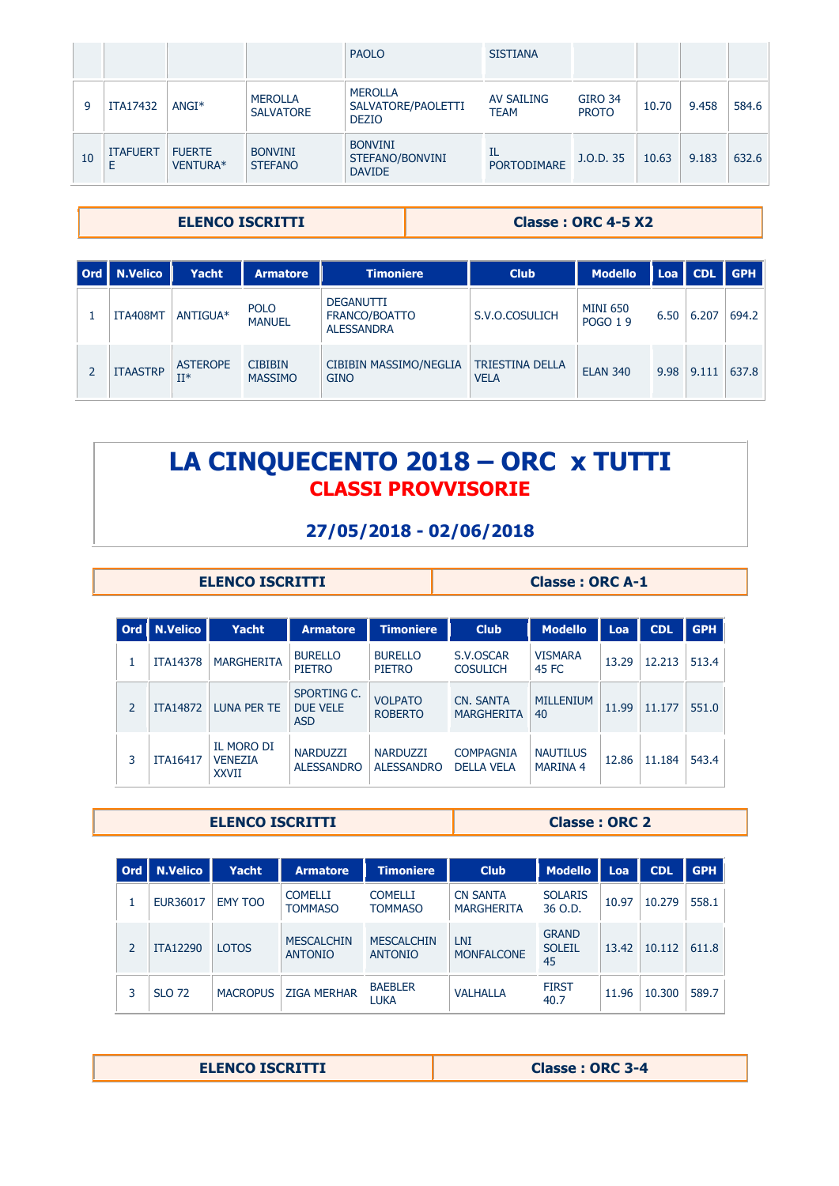| | | | | PAOLO | SISTIANA | | | | |
|---|---|---|---|---|---|---|---|---|---|
| 9 | ITA17432 | ANGI* | MEROLLA SALVATORE | MEROLLA SALVATORE/PAOLETTI DEZIO | AV SAILING TEAM | GIRO 34 PROTO | 10.70 | 9.458 | 584.6 |
| 10 | ITAFUERTE | FUERTE VENTURA* | BONVINI STEFANO | BONVINI STEFANO/BONVINI DAVIDE | IL PORTODIMARE | J.O.D. 35 | 10.63 | 9.183 | 632.6 |

| ELENCO ISCRITTI | Classe : ORC 4-5 X2 |
|---|---|

| Ord | N.Velico | Yacht | Armatore | Timoniere | Club | Modello | Loa | CDL | GPH |
|---|---|---|---|---|---|---|---|---|---|
| 1 | ITA408MT | ANTIGUA* | POLO MANUEL | DEGANUTTI FRANCO/BOATTO ALESSANDRA | S.V.O.COSULICH | MINI 650 POGO 1 9 | 6.50 | 6.207 | 694.2 |
| 2 | ITAASTRP | ASTEROPE II* | CIBIBIN MASSIMO | CIBIBIN MASSIMO/NEGLIA GINO | TRIESTINA DELLA VELA | ELAN 340 | 9.98 | 9.111 | 637.8 |

# LA CINQUECENTO 2018 – ORC x TUTTI

## CLASSI PROVVISORIE

## 27/05/2018 - 02/06/2018

| ELENCO ISCRITTI | Classe : ORC A-1 |
|---|---|

| Ord | N.Velico | Yacht | Armatore | Timoniere | Club | Modello | Loa | CDL | GPH |
|---|---|---|---|---|---|---|---|---|---|
| 1 | ITA14378 | MARGHERITA | BURELLO PIETRO | BURELLO PIETRO | S.V.OSCAR COSULICH | VISMARA 45 FC | 13.29 | 12.213 | 513.4 |
| 2 | ITA14872 | LUNA PER TE | SPORTING C. DUE VELE ASD | VOLPATO ROBERTO | CN. SANTA MARGHERITA | MILLENIUM 40 | 11.99 | 11.177 | 551.0 |
| 3 | ITA16417 | IL MORO DI VENEZIA XXVII | NARDUZZI ALESSANDRO | NARDUZZI ALESSANDRO | COMPAGNIA DELLA VELA | NAUTILUS MARINA 4 | 12.86 | 11.184 | 543.4 |

| ELENCO ISCRITTI | Classe : ORC 2 |
|---|---|

| Ord | N.Velico | Yacht | Armatore | Timoniere | Club | Modello | Loa | CDL | GPH |
|---|---|---|---|---|---|---|---|---|---|
| 1 | EUR36017 | EMY TOO | COMELLI TOMMASO | COMELLI TOMMASO | CN SANTA MARGHERITA | SOLARIS 36 O.D. | 10.97 | 10.279 | 558.1 |
| 2 | ITA12290 | LOTOS | MESCALCHIN ANTONIO | MESCALCHIN ANTONIO | LNI MONFALCONE | GRAND SOLEIL 45 | 13.42 | 10.112 | 611.8 |
| 3 | SLO 72 | MACROPUS | ZIGA MERHAR | BAEBLER LUKA | VALHALLA | FIRST 40.7 | 11.96 | 10.300 | 589.7 |

| ELENCO ISCRITTI | Classe : ORC 3-4 |
|---|---|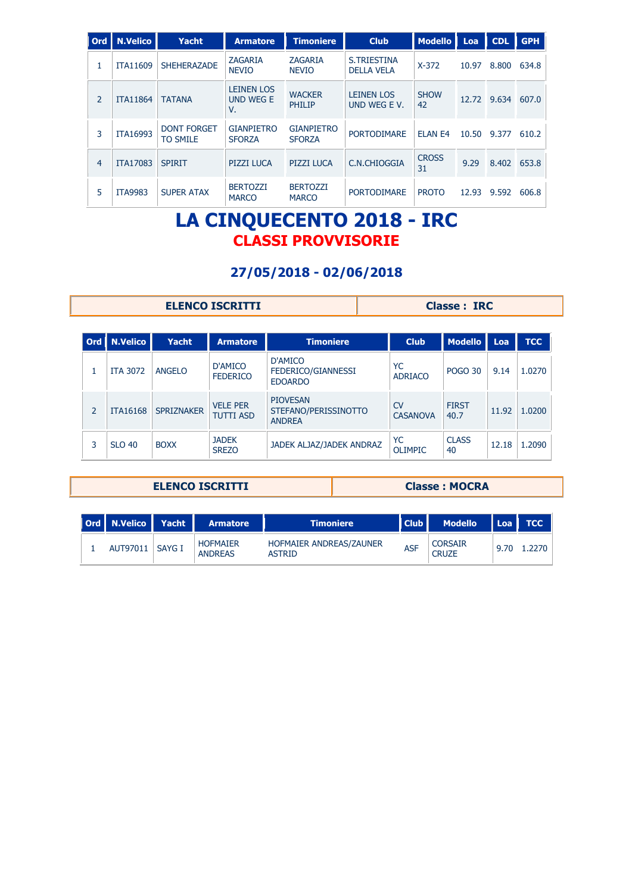| Ord | N.Velico | Yacht | Armatore | Timoniere | Club | Modello | Loa | CDL | GPH |
|---|---|---|---|---|---|---|---|---|---|
| 1 | ITA11609 | SHEHERAZADE | ZAGARIA NEVIO | ZAGARIA NEVIO | S.TRIESTINA DELLA VELA | X-372 | 10.97 | 8.800 | 634.8 |
| 2 | ITA11864 | TATANA | LEINEN LOS UND WEG E V. | WACKER PHILIP | LEINEN LOS UND WEG E V. | SHOW 42 | 12.72 | 9.634 | 607.0 |
| 3 | ITA16993 | DONT FORGET TO SMILE | GIANPIETRO SFORZA | GIANPIETRO SFORZA | PORTODIMARE | ELAN E4 | 10.50 | 9.377 | 610.2 |
| 4 | ITA17083 | SPIRIT | PIZZI LUCA | PIZZI LUCA | C.N.CHIOGGIA | CROSS 31 | 9.29 | 8.402 | 653.8 |
| 5 | ITA9983 | SUPER ATAX | BERTOZZI MARCO | BERTOZZI MARCO | PORTODIMARE | PROTO | 12.93 | 9.592 | 606.8 |

# LA CINQUECENTO 2018 - IRC

## CLASSI PROVVISORIE

## 27/05/2018 - 02/06/2018

| ELENCO ISCRITTI | Classe : IRC |
|---|---|

| Ord | N.Velico | Yacht | Armatore | Timoniere | Club | Modello | Loa | TCC |
|---|---|---|---|---|---|---|---|---|
| 1 | ITA 3072 | ANGELO | D'AMICO FEDERICO | D'AMICO FEDERICO/GIANNESSI EDOARDO | YC ADRIACO | POGO 30 | 9.14 | 1.0270 |
| 2 | ITA16168 | SPRIZNAKER | VELE PER TUTTI ASD | PIOVESAN STEFANO/PERISSINOTTO ANDREA | CV CASANOVA | FIRST 40.7 | 11.92 | 1.0200 |
| 3 | SLO 40 | BOXX | JADEK SREZO | JADEK ALJAZ/JADEK ANDRAZ | YC OLIMPIC | CLASS 40 | 12.18 | 1.2090 |

| ELENCO ISCRITTI | Classe : MOCRA |
|---|---|

| Ord | N.Velico | Yacht | Armatore | Timoniere | Club | Modello | Loa | TCC |
|---|---|---|---|---|---|---|---|---|
| 1 | AUT97011 | SAYG I | HOFMAIER ANDREAS | HOFMAIER ANDREAS/ZAUNER ASTRID | ASF | CORSAIR CRUZE | 9.70 | 1.2270 |